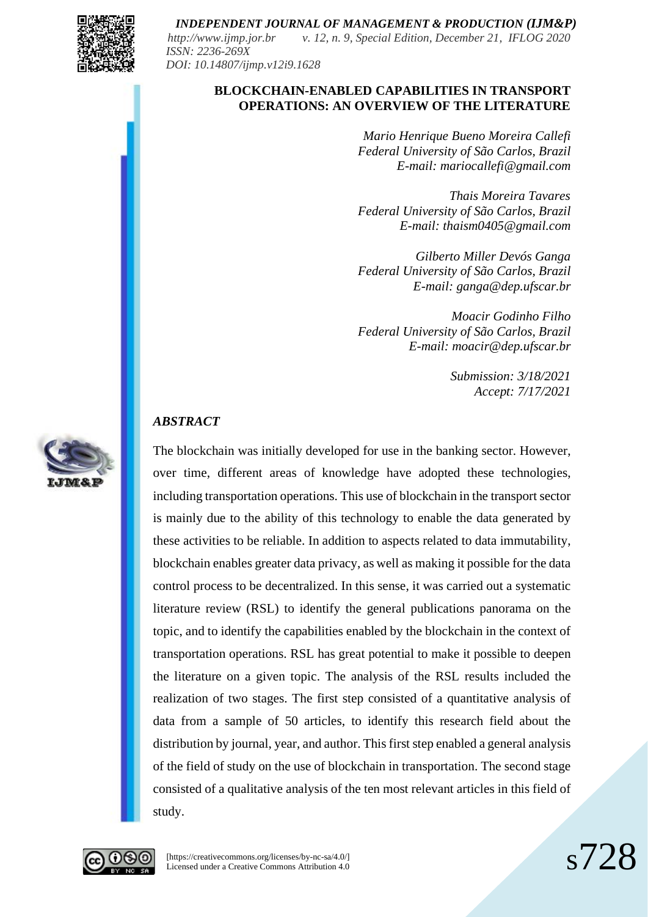# BLOCKCHAIN-ENABLED CAPABILITIES IN TRANSPORT OPERATIONS: AN OVERVIEW OF THE LITERATURE

*Mario Henrique Bueno Moreira Callefi*
*Federal University of São Carlos, Brazil*
*E-mail: mariocallefi@gmail.com*

*Thais Moreira Tavares*
*Federal University of São Carlos, Brazil*
*E-mail: thaism0405@gmail.com*

*Gilberto Miller Devós Ganga*
*Federal University of São Carlos, Brazil*
*E-mail: ganga@dep.ufscar.br*

*Moacir Godinho Filho*
*Federal University of São Carlos, Brazil*
*E-mail: moacir@dep.ufscar.br*

*Submission: 3/18/2021*
*Accept: 7/17/2021*

## *ABSTRACT*

The blockchain was initially developed for use in the banking sector. However, over time, different areas of knowledge have adopted these technologies, including transportation operations. This use of blockchain in the transport sector is mainly due to the ability of this technology to enable the data generated by these activities to be reliable. In addition to aspects related to data immutability, blockchain enables greater data privacy, as well as making it possible for the data control process to be decentralized. In this sense, it was carried out a systematic literature review (RSL) to identify the general publications panorama on the topic, and to identify the capabilities enabled by the blockchain in the context of transportation operations. RSL has great potential to make it possible to deepen the literature on a given topic. The analysis of the RSL results included the realization of two stages. The first step consisted of a quantitative analysis of data from a sample of 50 articles, to identify this research field about the distribution by journal, year, and author. This first step enabled a general analysis of the field of study on the use of blockchain in transportation. The second stage consisted of a qualitative analysis of the ten most relevant articles in this field of study.

[https://creativecommons.org/licenses/by-nc-sa/4.0/]
Licensed under a Creative Commons Attribution 4.0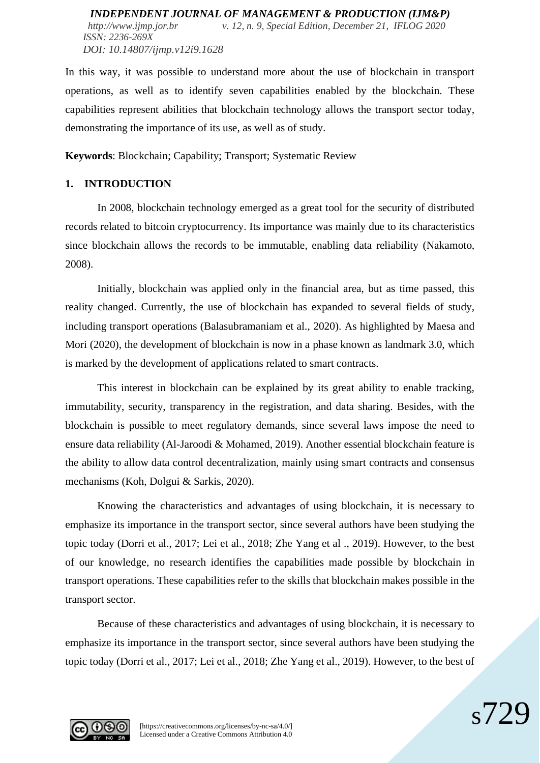In this way, it was possible to understand more about the use of blockchain in transport operations, as well as to identify seven capabilities enabled by the blockchain. These capabilities represent abilities that blockchain technology allows the transport sector today, demonstrating the importance of its use, as well as of study.

**Keywords**: Blockchain; Capability; Transport; Systematic Review

## 1. INTRODUCTION

In 2008, blockchain technology emerged as a great tool for the security of distributed records related to bitcoin cryptocurrency. Its importance was mainly due to its characteristics since blockchain allows the records to be immutable, enabling data reliability (Nakamoto, 2008).

Initially, blockchain was applied only in the financial area, but as time passed, this reality changed. Currently, the use of blockchain has expanded to several fields of study, including transport operations (Balasubramaniam et al., 2020). As highlighted by Maesa and Mori (2020), the development of blockchain is now in a phase known as landmark 3.0, which is marked by the development of applications related to smart contracts.

This interest in blockchain can be explained by its great ability to enable tracking, immutability, security, transparency in the registration, and data sharing. Besides, with the blockchain is possible to meet regulatory demands, since several laws impose the need to ensure data reliability (Al-Jaroodi & Mohamed, 2019). Another essential blockchain feature is the ability to allow data control decentralization, mainly using smart contracts and consensus mechanisms (Koh, Dolgui & Sarkis, 2020).

Knowing the characteristics and advantages of using blockchain, it is necessary to emphasize its importance in the transport sector, since several authors have been studying the topic today (Dorri et al., 2017; Lei et al., 2018; Zhe Yang et al ., 2019). However, to the best of our knowledge, no research identifies the capabilities made possible by blockchain in transport operations. These capabilities refer to the skills that blockchain makes possible in the transport sector.

Because of these characteristics and advantages of using blockchain, it is necessary to emphasize its importance in the transport sector, since several authors have been studying the topic today (Dorri et al., 2017; Lei et al., 2018; Zhe Yang et al., 2019). However, to the best of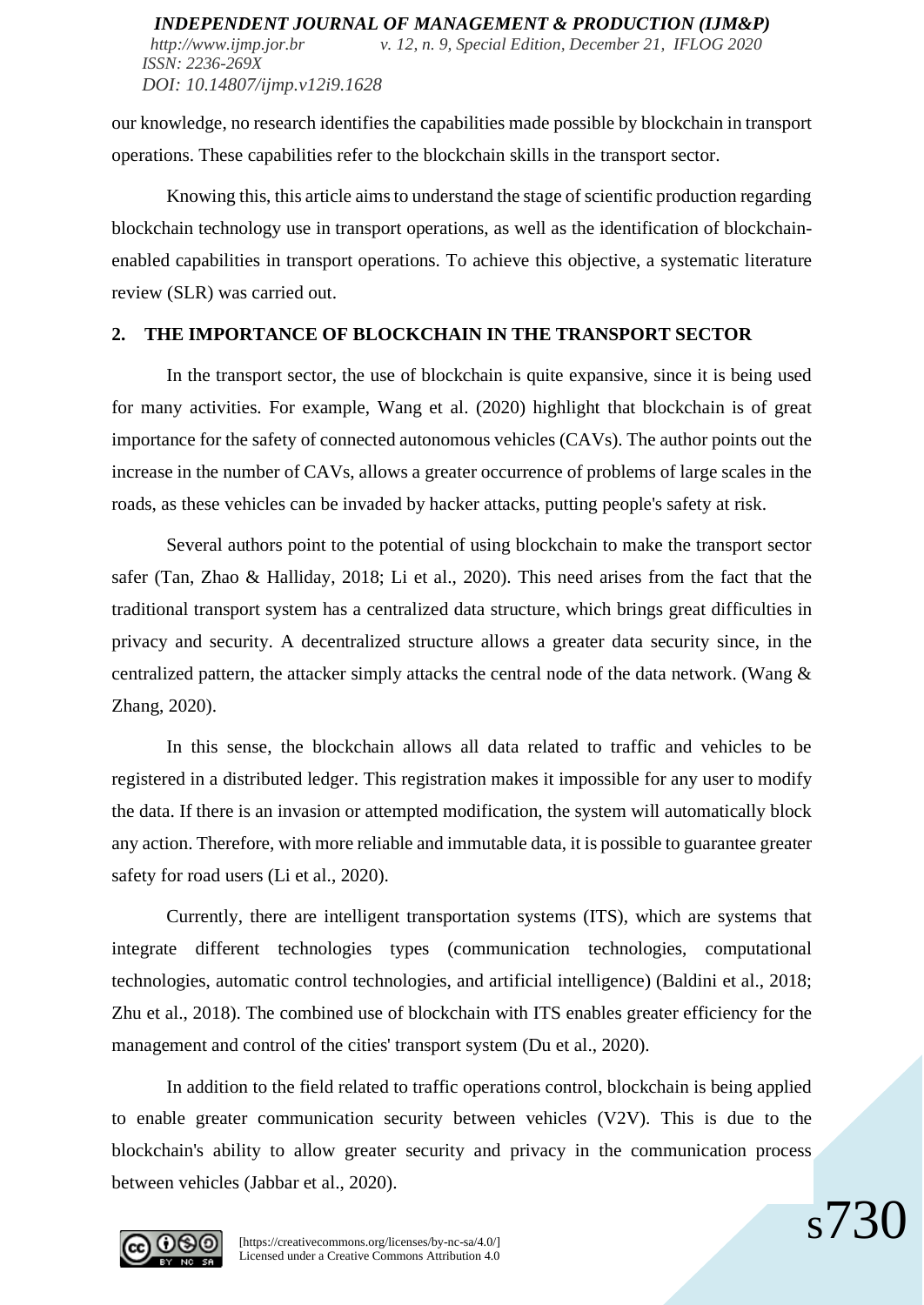our knowledge, no research identifies the capabilities made possible by blockchain in transport operations. These capabilities refer to the blockchain skills in the transport sector.

Knowing this, this article aims to understand the stage of scientific production regarding blockchain technology use in transport operations, as well as the identification of blockchain-enabled capabilities in transport operations. To achieve this objective, a systematic literature review (SLR) was carried out.

## 2. THE IMPORTANCE OF BLOCKCHAIN IN THE TRANSPORT SECTOR

In the transport sector, the use of blockchain is quite expansive, since it is being used for many activities. For example, Wang et al. (2020) highlight that blockchain is of great importance for the safety of connected autonomous vehicles (CAVs). The author points out the increase in the number of CAVs, allows a greater occurrence of problems of large scales in the roads, as these vehicles can be invaded by hacker attacks, putting people's safety at risk.

Several authors point to the potential of using blockchain to make the transport sector safer (Tan, Zhao & Halliday, 2018; Li et al., 2020). This need arises from the fact that the traditional transport system has a centralized data structure, which brings great difficulties in privacy and security. A decentralized structure allows a greater data security since, in the centralized pattern, the attacker simply attacks the central node of the data network. (Wang & Zhang, 2020).

In this sense, the blockchain allows all data related to traffic and vehicles to be registered in a distributed ledger. This registration makes it impossible for any user to modify the data. If there is an invasion or attempted modification, the system will automatically block any action. Therefore, with more reliable and immutable data, it is possible to guarantee greater safety for road users (Li et al., 2020).

Currently, there are intelligent transportation systems (ITS), which are systems that integrate different technologies types (communication technologies, computational technologies, automatic control technologies, and artificial intelligence) (Baldini et al., 2018; Zhu et al., 2018). The combined use of blockchain with ITS enables greater efficiency for the management and control of the cities' transport system (Du et al., 2020).

In addition to the field related to traffic operations control, blockchain is being applied to enable greater communication security between vehicles (V2V). This is due to the blockchain's ability to allow greater security and privacy in the communication process between vehicles (Jabbar et al., 2020).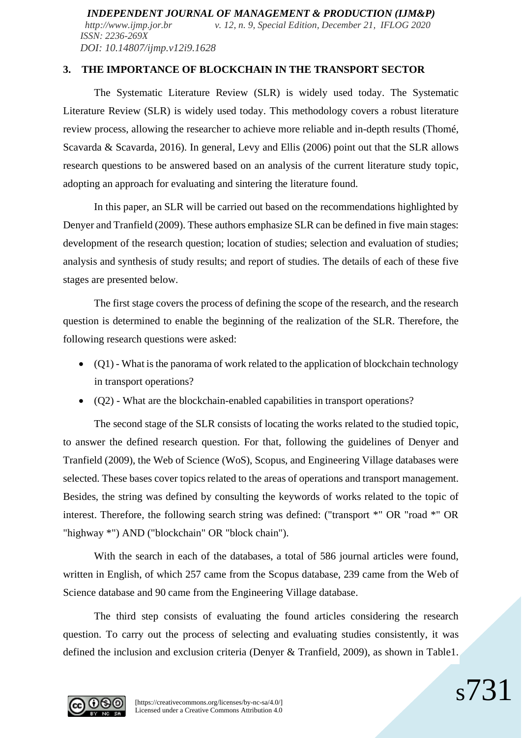## 3. THE IMPORTANCE OF BLOCKCHAIN IN THE TRANSPORT SECTOR

The Systematic Literature Review (SLR) is widely used today. The Systematic Literature Review (SLR) is widely used today. This methodology covers a robust literature review process, allowing the researcher to achieve more reliable and in-depth results (Thomé, Scavarda & Scavarda, 2016). In general, Levy and Ellis (2006) point out that the SLR allows research questions to be answered based on an analysis of the current literature study topic, adopting an approach for evaluating and sintering the literature found.

In this paper, an SLR will be carried out based on the recommendations highlighted by Denyer and Tranfield (2009). These authors emphasize SLR can be defined in five main stages: development of the research question; location of studies; selection and evaluation of studies; analysis and synthesis of study results; and report of studies. The details of each of these five stages are presented below.

The first stage covers the process of defining the scope of the research, and the research question is determined to enable the beginning of the realization of the SLR. Therefore, the following research questions were asked:

- (Q1) - What is the panorama of work related to the application of blockchain technology in transport operations?
- (Q2) - What are the blockchain-enabled capabilities in transport operations?

The second stage of the SLR consists of locating the works related to the studied topic, to answer the defined research question. For that, following the guidelines of Denyer and Tranfield (2009), the Web of Science (WoS), Scopus, and Engineering Village databases were selected. These bases cover topics related to the areas of operations and transport management. Besides, the string was defined by consulting the keywords of works related to the topic of interest. Therefore, the following search string was defined: ("transport *" OR "road *" OR "highway *") AND ("blockchain" OR "block chain").

With the search in each of the databases, a total of 586 journal articles were found, written in English, of which 257 came from the Scopus database, 239 came from the Web of Science database and 90 came from the Engineering Village database.

The third step consists of evaluating the found articles considering the research question. To carry out the process of selecting and evaluating studies consistently, it was defined the inclusion and exclusion criteria (Denyer & Tranfield, 2009), as shown in Table1.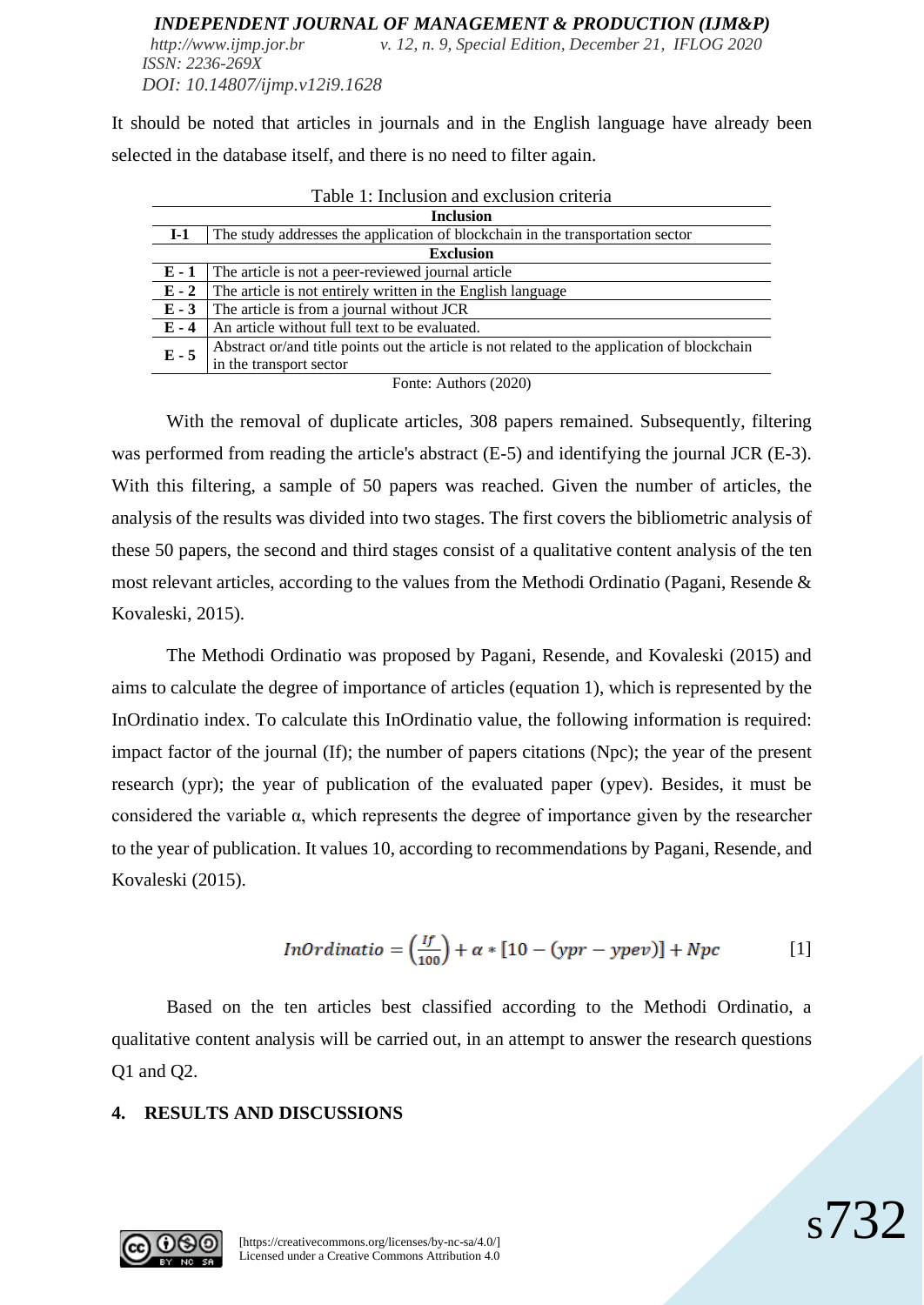It should be noted that articles in journals and in the English language have already been selected in the database itself, and there is no need to filter again.

Table 1: Inclusion and exclusion criteria

| | |
|---|---|
| **Inclusion** | |
| **I-1** | The study addresses the application of blockchain in the transportation sector |
| **Exclusion** | |
| **E - 1** | The article is not a peer-reviewed journal article |
| **E - 2** | The article is not entirely written in the English language |
| **E - 3** | The article is from a journal without JCR |
| **E - 4** | An article without full text to be evaluated. |
| **E - 5** | Abstract or/and title points out the article is not related to the application of blockchain in the transport sector |

Fonte: Authors (2020)

With the removal of duplicate articles, 308 papers remained. Subsequently, filtering was performed from reading the article's abstract (E-5) and identifying the journal JCR (E-3). With this filtering, a sample of 50 papers was reached. Given the number of articles, the analysis of the results was divided into two stages. The first covers the bibliometric analysis of these 50 papers, the second and third stages consist of a qualitative content analysis of the ten most relevant articles, according to the values from the Methodi Ordinatio (Pagani, Resende & Kovaleski, 2015).

The Methodi Ordinatio was proposed by Pagani, Resende, and Kovaleski (2015) and aims to calculate the degree of importance of articles (equation 1), which is represented by the InOrdinatio index. To calculate this InOrdinatio value, the following information is required: impact factor of the journal (If); the number of papers citations (Npc); the year of the present research (ypr); the year of publication of the evaluated paper (ypev). Besides, it must be considered the variable α, which represents the degree of importance given by the researcher to the year of publication. It values 10, according to recommendations by Pagani, Resende, and Kovaleski (2015).

$$InOrdinatio = \left(\frac{If}{100}\right) + \alpha * [10 - (ypr - ypev)] + Npc \qquad [1]$$

Based on the ten articles best classified according to the Methodi Ordinatio, a qualitative content analysis will be carried out, in an attempt to answer the research questions Q1 and Q2.

## 4. RESULTS AND DISCUSSIONS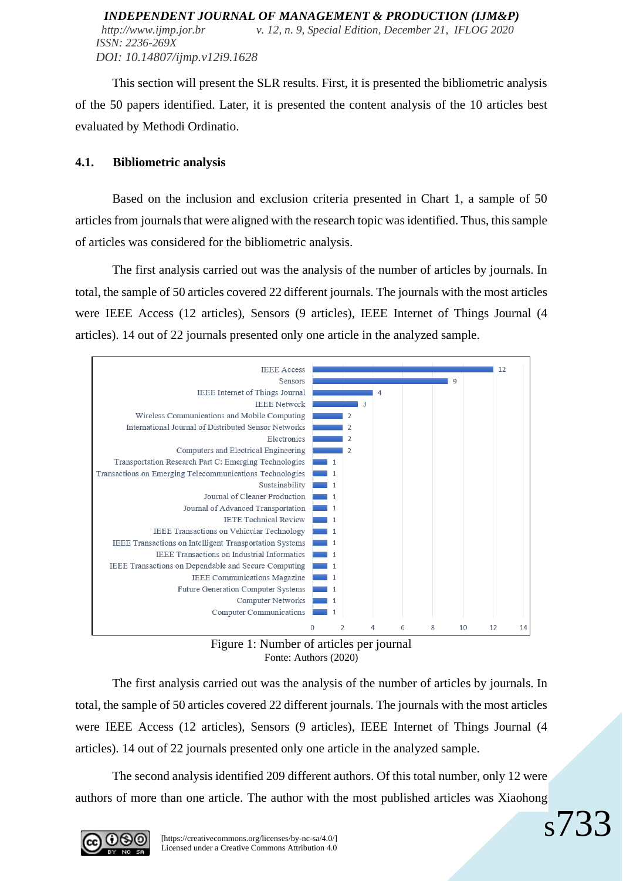This section will present the SLR results. First, it is presented the bibliometric analysis of the 50 papers identified. Later, it is presented the content analysis of the 10 articles best evaluated by Methodi Ordinatio.

### 4.1. Bibliometric analysis

Based on the inclusion and exclusion criteria presented in Chart 1, a sample of 50 articles from journals that were aligned with the research topic was identified. Thus, this sample of articles was considered for the bibliometric analysis.

The first analysis carried out was the analysis of the number of articles by journals. In total, the sample of 50 articles covered 22 different journals. The journals with the most articles were IEEE Access (12 articles), Sensors (9 articles), IEEE Internet of Things Journal (4 articles). 14 out of 22 journals presented only one article in the analyzed sample.

| Journal | Number of articles |
|---|---|
| IEEE Access | 12 |
| Sensors | 9 |
| IEEE Internet of Things Journal | 4 |
| IEEE Network | 3 |
| Wireless Communications and Mobile Computing | 2 |
| International Journal of Distributed Sensor Networks | 2 |
| Electronics | 2 |
| Computers and Electrical Engineering | 2 |
| Transportation Research Part C: Emerging Technologies | 1 |
| Transactions on Emerging Telecommunications Technologies | 1 |
| Sustainability | 1 |
| Journal of Cleaner Production | 1 |
| Journal of Advanced Transportation | 1 |
| IETE Technical Review | 1 |
| IEEE Transactions on Vehicular Technology | 1 |
| IEEE Transactions on Intelligent Transportation Systems | 1 |
| IEEE Transactions on Industrial Informatics | 1 |
| IEEE Transactions on Dependable and Secure Computing | 1 |
| IEEE Communications Magazine | 1 |
| Future Generation Computer Systems | 1 |
| Computer Networks | 1 |
| Computer Communications | 1 |

Figure 1: Number of articles per journal
Fonte: Authors (2020)

The first analysis carried out was the analysis of the number of articles by journals. In total, the sample of 50 articles covered 22 different journals. The journals with the most articles were IEEE Access (12 articles), Sensors (9 articles), IEEE Internet of Things Journal (4 articles). 14 out of 22 journals presented only one article in the analyzed sample.

The second analysis identified 209 different authors. Of this total number, only 12 were authors of more than one article. The author with the most published articles was Xiaohong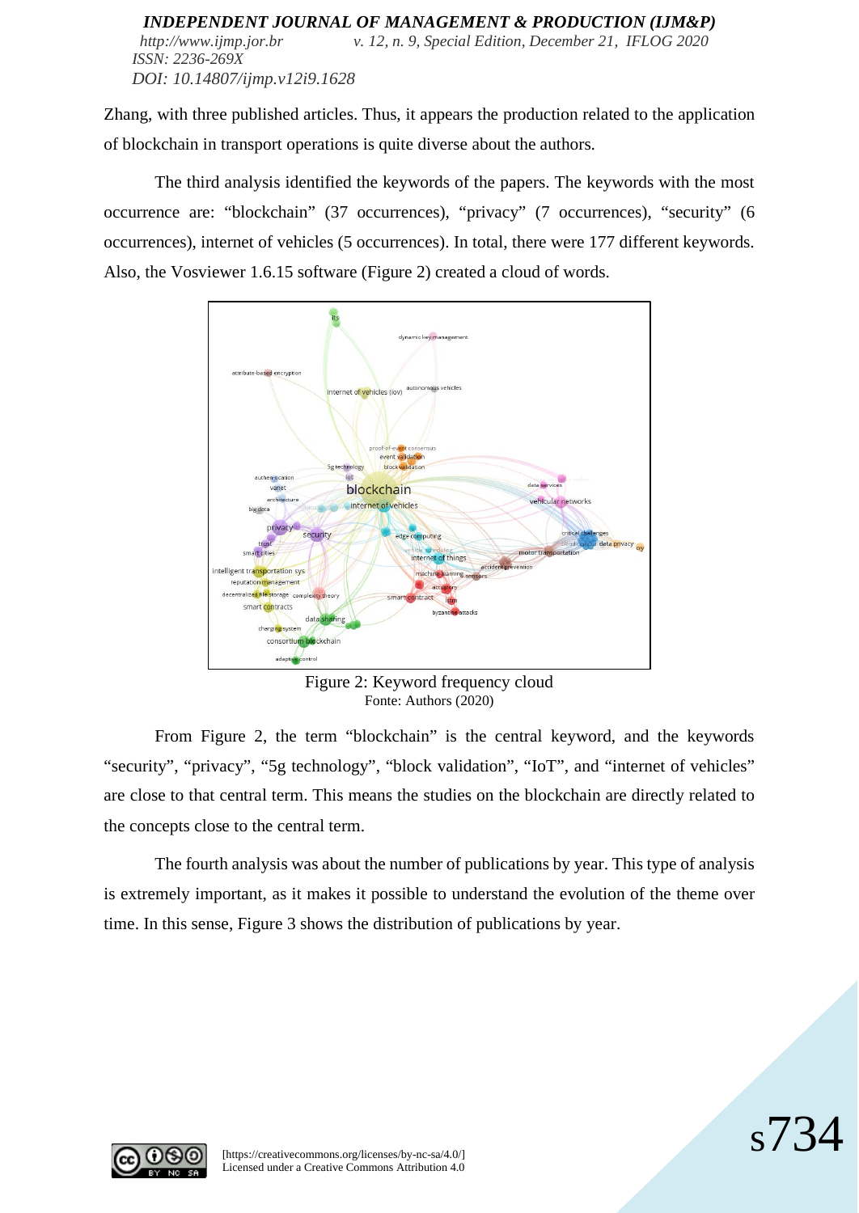Zhang, with three published articles. Thus, it appears the production related to the application of blockchain in transport operations is quite diverse about the authors.

The third analysis identified the keywords of the papers. The keywords with the most occurrence are: “blockchain” (37 occurrences), “privacy” (7 occurrences), “security” (6 occurrences), internet of vehicles (5 occurrences). In total, there were 177 different keywords. Also, the Vosviewer 1.6.15 software (Figure 2) created a cloud of words.

Figure 2: Keyword frequency cloud
Fonte: Authors (2020)

From Figure 2, the term “blockchain” is the central keyword, and the keywords “security”, “privacy”, “5g technology”, “block validation”, “IoT”, and “internet of vehicles” are close to that central term. This means the studies on the blockchain are directly related to the concepts close to the central term.

The fourth analysis was about the number of publications by year. This type of analysis is extremely important, as it makes it possible to understand the evolution of the theme over time. In this sense, Figure 3 shows the distribution of publications by year.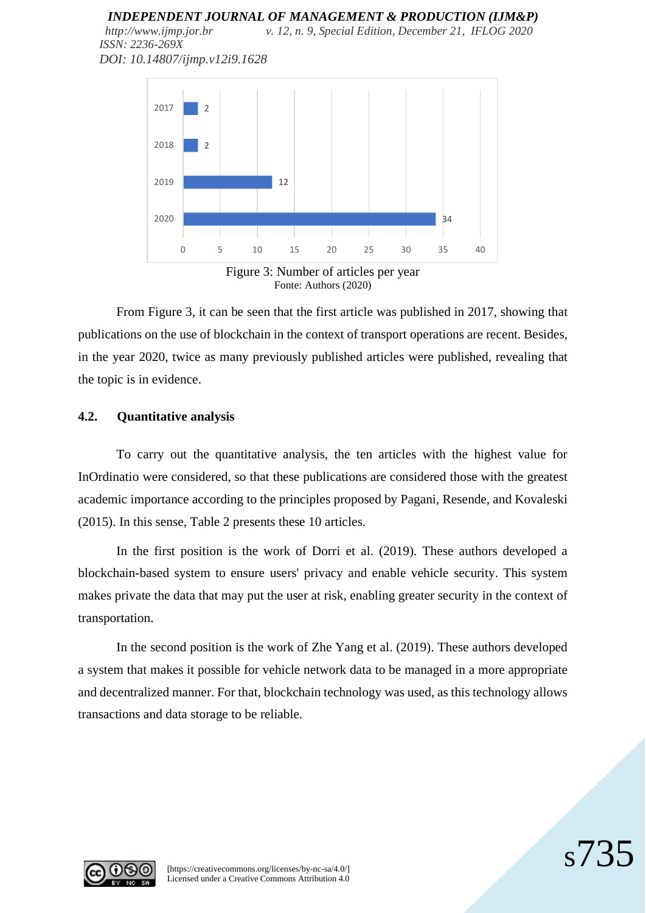Figure 3: Number of articles per year
Fonte: Authors (2020)

From Figure 3, it can be seen that the first article was published in 2017, showing that publications on the use of blockchain in the context of transport operations are recent. Besides, in the year 2020, twice as many previously published articles were published, revealing that the topic is in evidence.

### 4.2. Quantitative analysis

To carry out the quantitative analysis, the ten articles with the highest value for InOrdinatio were considered, so that these publications are considered those with the greatest academic importance according to the principles proposed by Pagani, Resende, and Kovaleski (2015). In this sense, Table 2 presents these 10 articles.

In the first position is the work of Dorri et al. (2019). These authors developed a blockchain-based system to ensure users' privacy and enable vehicle security. This system makes private the data that may put the user at risk, enabling greater security in the context of transportation.

In the second position is the work of Zhe Yang et al. (2019). These authors developed a system that makes it possible for vehicle network data to be managed in a more appropriate and decentralized manner. For that, blockchain technology was used, as this technology allows transactions and data storage to be reliable.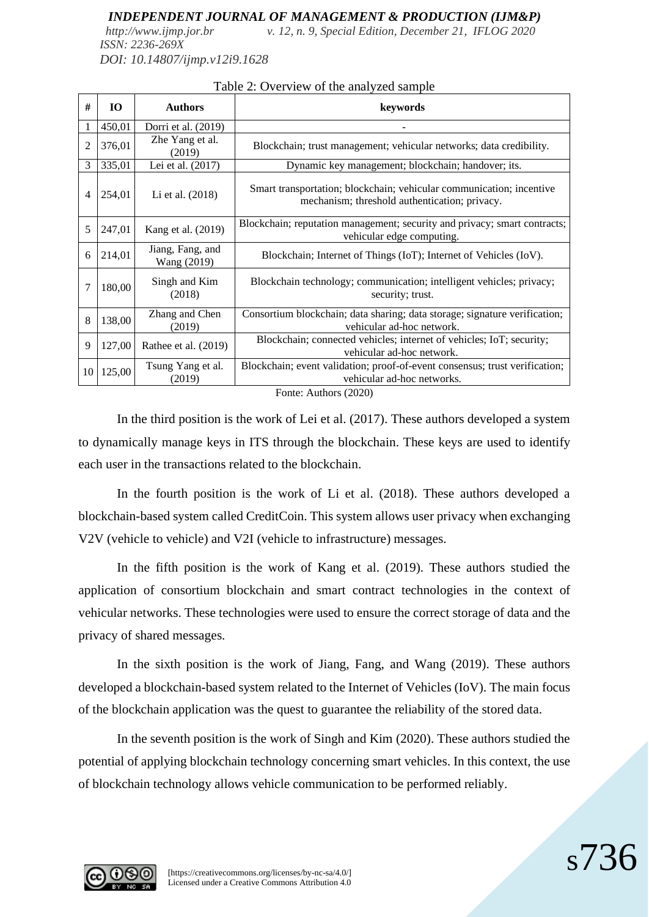Table 2: Overview of the analyzed sample

| # | IO | Authors | keywords |
|---|---|---|---|
| 1 | 450,01 | Dorri et al. (2019) | - |
| 2 | 376,01 | Zhe Yang et al. (2019) | Blockchain; trust management; vehicular networks; data credibility. |
| 3 | 335,01 | Lei et al. (2017) | Dynamic key management; blockchain; handover; its. |
| 4 | 254,01 | Li et al. (2018) | Smart transportation; blockchain; vehicular communication; incentive mechanism; threshold authentication; privacy. |
| 5 | 247,01 | Kang et al. (2019) | Blockchain; reputation management; security and privacy; smart contracts; vehicular edge computing. |
| 6 | 214,01 | Jiang, Fang, and Wang (2019) | Blockchain; Internet of Things (IoT); Internet of Vehicles (IoV). |
| 7 | 180,00 | Singh and Kim (2018) | Blockchain technology; communication; intelligent vehicles; privacy; security; trust. |
| 8 | 138,00 | Zhang and Chen (2019) | Consortium blockchain; data sharing; data storage; signature verification; vehicular ad-hoc network. |
| 9 | 127,00 | Rathee et al. (2019) | Blockchain; connected vehicles; internet of vehicles; IoT; security; vehicular ad-hoc network. |
| 10 | 125,00 | Tsung Yang et al. (2019) | Blockchain; event validation; proof-of-event consensus; trust verification; vehicular ad-hoc networks. |

Fonte: Authors (2020)

In the third position is the work of Lei et al. (2017). These authors developed a system to dynamically manage keys in ITS through the blockchain. These keys are used to identify each user in the transactions related to the blockchain.

In the fourth position is the work of Li et al. (2018). These authors developed a blockchain-based system called CreditCoin. This system allows user privacy when exchanging V2V (vehicle to vehicle) and V2I (vehicle to infrastructure) messages.

In the fifth position is the work of Kang et al. (2019). These authors studied the application of consortium blockchain and smart contract technologies in the context of vehicular networks. These technologies were used to ensure the correct storage of data and the privacy of shared messages.

In the sixth position is the work of Jiang, Fang, and Wang (2019). These authors developed a blockchain-based system related to the Internet of Vehicles (IoV). The main focus of the blockchain application was the quest to guarantee the reliability of the stored data.

In the seventh position is the work of Singh and Kim (2020). These authors studied the potential of applying blockchain technology concerning smart vehicles. In this context, the use of blockchain technology allows vehicle communication to be performed reliably.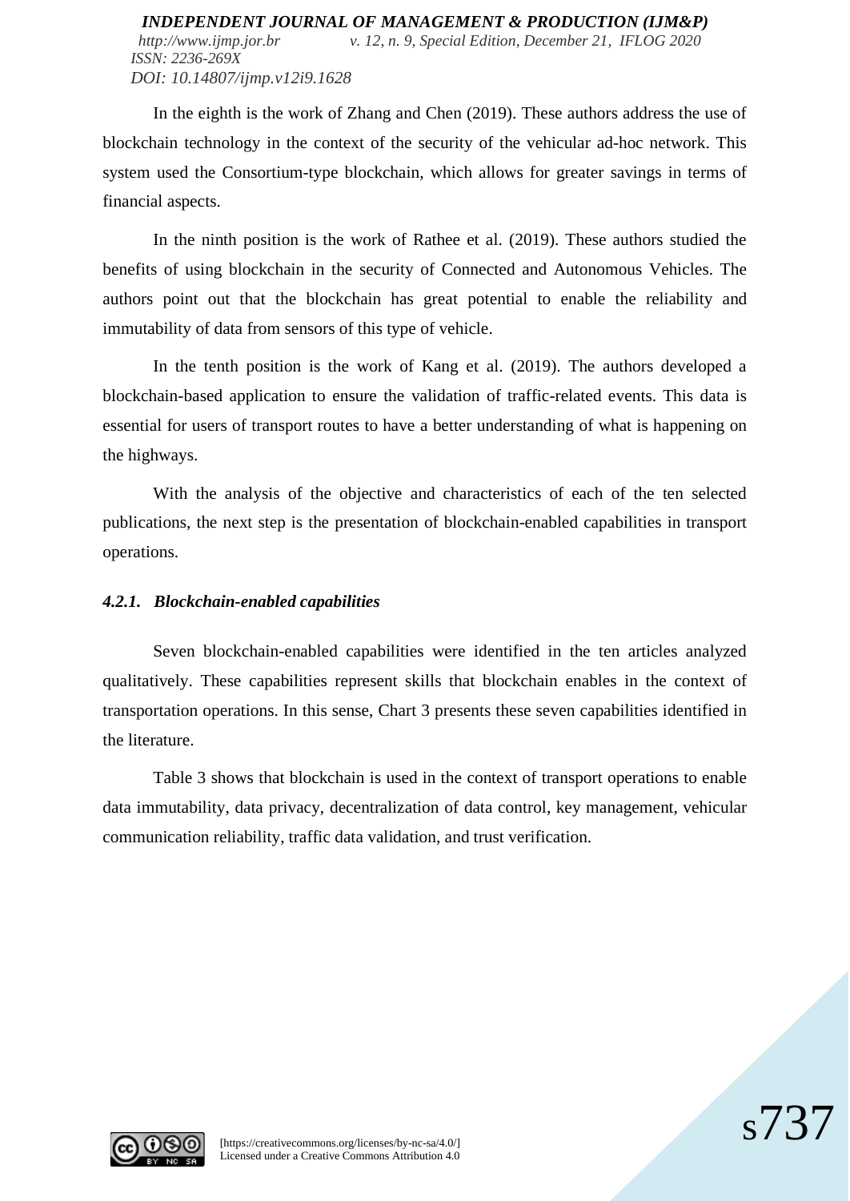In the eighth is the work of Zhang and Chen (2019). These authors address the use of blockchain technology in the context of the security of the vehicular ad-hoc network. This system used the Consortium-type blockchain, which allows for greater savings in terms of financial aspects.

In the ninth position is the work of Rathee et al. (2019). These authors studied the benefits of using blockchain in the security of Connected and Autonomous Vehicles. The authors point out that the blockchain has great potential to enable the reliability and immutability of data from sensors of this type of vehicle.

In the tenth position is the work of Kang et al. (2019). The authors developed a blockchain-based application to ensure the validation of traffic-related events. This data is essential for users of transport routes to have a better understanding of what is happening on the highways.

With the analysis of the objective and characteristics of each of the ten selected publications, the next step is the presentation of blockchain-enabled capabilities in transport operations.

#### *4.2.1. Blockchain-enabled capabilities*

Seven blockchain-enabled capabilities were identified in the ten articles analyzed qualitatively. These capabilities represent skills that blockchain enables in the context of transportation operations. In this sense, Chart 3 presents these seven capabilities identified in the literature.

Table 3 shows that blockchain is used in the context of transport operations to enable data immutability, data privacy, decentralization of data control, key management, vehicular communication reliability, traffic data validation, and trust verification.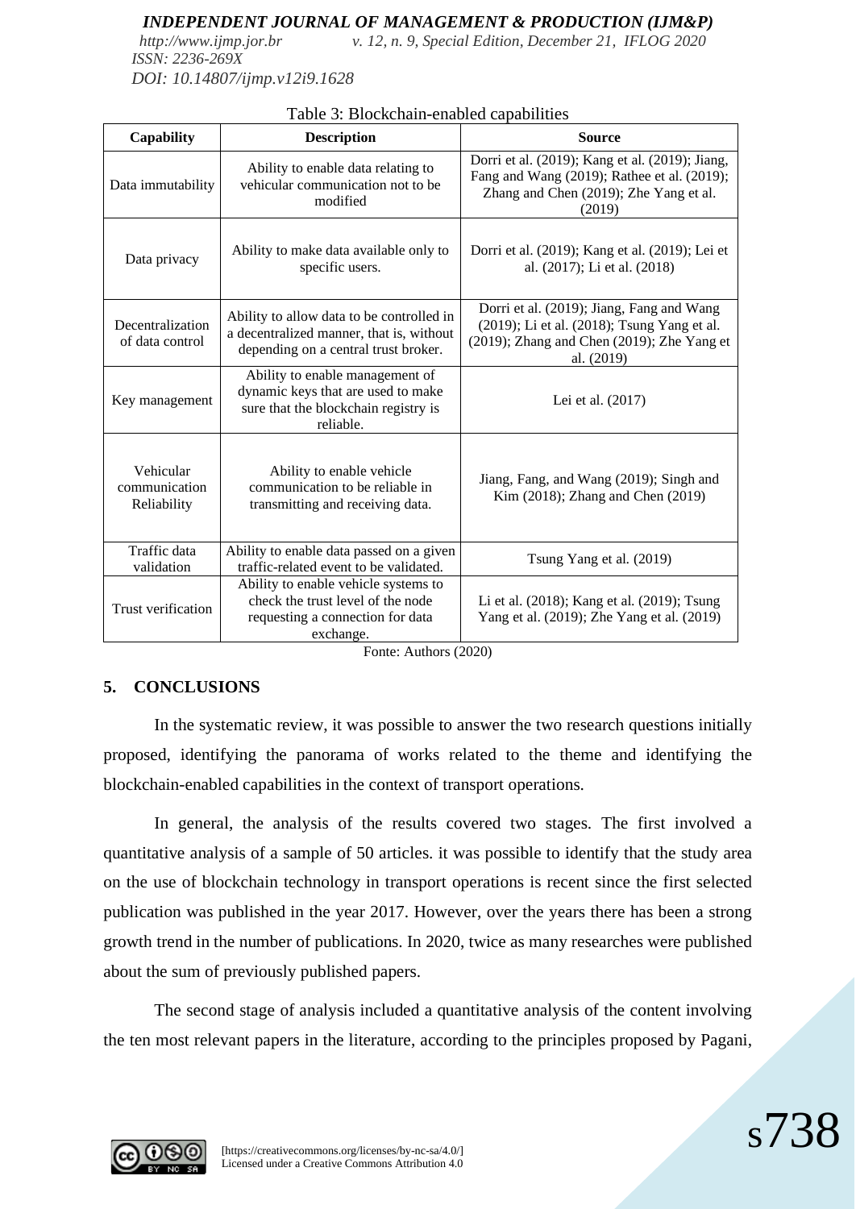Table 3: Blockchain-enabled capabilities

| Capability | Description | Source |
|---|---|---|
| Data immutability | Ability to enable data relating to vehicular communication not to be modified | Dorri et al. (2019); Kang et al. (2019); Jiang, Fang and Wang (2019); Rathee et al. (2019); Zhang and Chen (2019); Zhe Yang et al. (2019) |
| Data privacy | Ability to make data available only to specific users. | Dorri et al. (2019); Kang et al. (2019); Lei et al. (2017); Li et al. (2018) |
| Decentralization of data control | Ability to allow data to be controlled in a decentralized manner, that is, without depending on a central trust broker. | Dorri et al. (2019); Jiang, Fang and Wang (2019); Li et al. (2018); Tsung Yang et al. (2019); Zhang and Chen (2019); Zhe Yang et al. (2019) |
| Key management | Ability to enable management of dynamic keys that are used to make sure that the blockchain registry is reliable. | Lei et al. (2017) |
| Vehicular communication Reliability | Ability to enable vehicle communication to be reliable in transmitting and receiving data. | Jiang, Fang, and Wang (2019); Singh and Kim (2018); Zhang and Chen (2019) |
| Traffic data validation | Ability to enable data passed on a given traffic-related event to be validated. | Tsung Yang et al. (2019) |
| Trust verification | Ability to enable vehicle systems to check the trust level of the node requesting a connection for data exchange. | Li et al. (2018); Kang et al. (2019); Tsung Yang et al. (2019); Zhe Yang et al. (2019) |

Fonte: Authors (2020)

## 5. CONCLUSIONS

In the systematic review, it was possible to answer the two research questions initially proposed, identifying the panorama of works related to the theme and identifying the blockchain-enabled capabilities in the context of transport operations.

In general, the analysis of the results covered two stages. The first involved a quantitative analysis of a sample of 50 articles. it was possible to identify that the study area on the use of blockchain technology in transport operations is recent since the first selected publication was published in the year 2017. However, over the years there has been a strong growth trend in the number of publications. In 2020, twice as many researches were published about the sum of previously published papers.

The second stage of analysis included a quantitative analysis of the content involving the ten most relevant papers in the literature, according to the principles proposed by Pagani,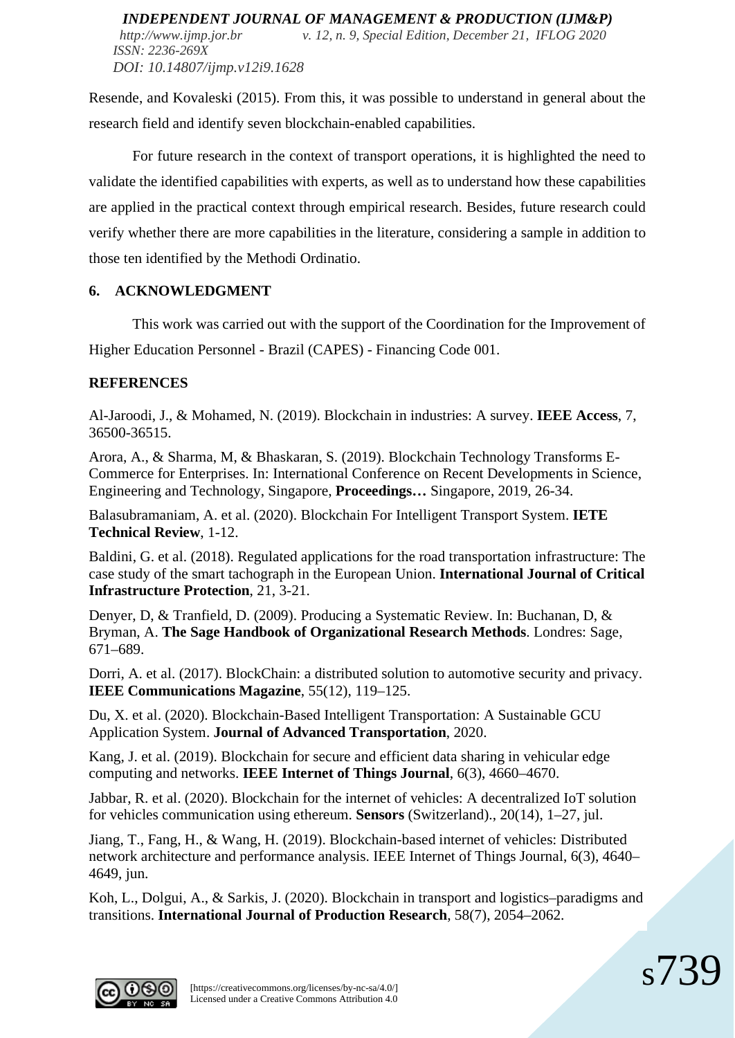Resende, and Kovaleski (2015). From this, it was possible to understand in general about the research field and identify seven blockchain-enabled capabilities.

For future research in the context of transport operations, it is highlighted the need to validate the identified capabilities with experts, as well as to understand how these capabilities are applied in the practical context through empirical research. Besides, future research could verify whether there are more capabilities in the literature, considering a sample in addition to those ten identified by the Methodi Ordinatio.

## 6. ACKNOWLEDGMENT

This work was carried out with the support of the Coordination for the Improvement of Higher Education Personnel - Brazil (CAPES) - Financing Code 001.

## REFERENCES

Al-Jaroodi, J., & Mohamed, N. (2019). Blockchain in industries: A survey. **IEEE Access**, 7, 36500-36515.

Arora, A., & Sharma, M, & Bhaskaran, S. (2019). Blockchain Technology Transforms E-Commerce for Enterprises. In: International Conference on Recent Developments in Science, Engineering and Technology, Singapore, **Proceedings…** Singapore, 2019, 26-34.

Balasubramaniam, A. et al. (2020). Blockchain For Intelligent Transport System. **IETE Technical Review**, 1-12.

Baldini, G. et al. (2018). Regulated applications for the road transportation infrastructure: The case study of the smart tachograph in the European Union. **International Journal of Critical Infrastructure Protection**, 21, 3-21.

Denyer, D, & Tranfield, D. (2009). Producing a Systematic Review. In: Buchanan, D, & Bryman, A. **The Sage Handbook of Organizational Research Methods**. Londres: Sage, 671–689.

Dorri, A. et al. (2017). BlockChain: a distributed solution to automotive security and privacy. **IEEE Communications Magazine**, 55(12), 119–125.

Du, X. et al. (2020). Blockchain-Based Intelligent Transportation: A Sustainable GCU Application System. **Journal of Advanced Transportation**, 2020.

Kang, J. et al. (2019). Blockchain for secure and efficient data sharing in vehicular edge computing and networks. **IEEE Internet of Things Journal**, 6(3), 4660–4670.

Jabbar, R. et al. (2020). Blockchain for the internet of vehicles: A decentralized IoT solution for vehicles communication using ethereum. **Sensors** (Switzerland)., 20(14), 1–27, jul.

Jiang, T., Fang, H., & Wang, H. (2019). Blockchain-based internet of vehicles: Distributed network architecture and performance analysis. IEEE Internet of Things Journal, 6(3), 4640–4649, jun.

Koh, L., Dolgui, A., & Sarkis, J. (2020). Blockchain in transport and logistics–paradigms and transitions. **International Journal of Production Research**, 58(7), 2054–2062.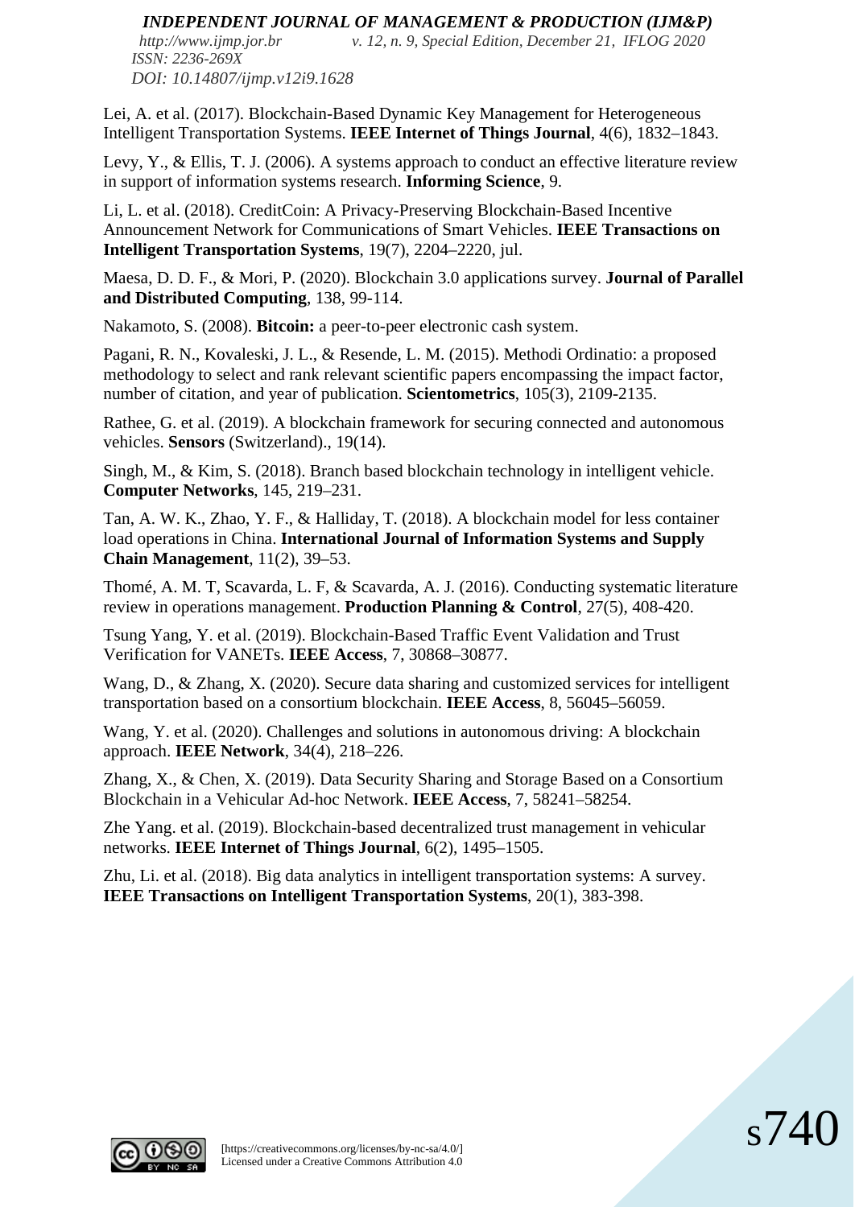Lei, A. et al. (2017). Blockchain-Based Dynamic Key Management for Heterogeneous Intelligent Transportation Systems. **IEEE Internet of Things Journal**, 4(6), 1832–1843.

Levy, Y., & Ellis, T. J. (2006). A systems approach to conduct an effective literature review in support of information systems research. **Informing Science**, 9.

Li, L. et al. (2018). CreditCoin: A Privacy-Preserving Blockchain-Based Incentive Announcement Network for Communications of Smart Vehicles. **IEEE Transactions on Intelligent Transportation Systems**, 19(7), 2204–2220, jul.

Maesa, D. D. F., & Mori, P. (2020). Blockchain 3.0 applications survey. **Journal of Parallel and Distributed Computing**, 138, 99-114.

Nakamoto, S. (2008). **Bitcoin:** a peer-to-peer electronic cash system.

Pagani, R. N., Kovaleski, J. L., & Resende, L. M. (2015). Methodi Ordinatio: a proposed methodology to select and rank relevant scientific papers encompassing the impact factor, number of citation, and year of publication. **Scientometrics**, 105(3), 2109-2135.

Rathee, G. et al. (2019). A blockchain framework for securing connected and autonomous vehicles. **Sensors** (Switzerland)., 19(14).

Singh, M., & Kim, S. (2018). Branch based blockchain technology in intelligent vehicle. **Computer Networks**, 145, 219–231.

Tan, A. W. K., Zhao, Y. F., & Halliday, T. (2018). A blockchain model for less container load operations in China. **International Journal of Information Systems and Supply Chain Management**, 11(2), 39–53.

Thomé, A. M. T, Scavarda, L. F, & Scavarda, A. J. (2016). Conducting systematic literature review in operations management. **Production Planning & Control**, 27(5), 408-420.

Tsung Yang, Y. et al. (2019). Blockchain-Based Traffic Event Validation and Trust Verification for VANETs. **IEEE Access**, 7, 30868–30877.

Wang, D., & Zhang, X. (2020). Secure data sharing and customized services for intelligent transportation based on a consortium blockchain. **IEEE Access**, 8, 56045–56059.

Wang, Y. et al. (2020). Challenges and solutions in autonomous driving: A blockchain approach. **IEEE Network**, 34(4), 218–226.

Zhang, X., & Chen, X. (2019). Data Security Sharing and Storage Based on a Consortium Blockchain in a Vehicular Ad-hoc Network. **IEEE Access**, 7, 58241–58254.

Zhe Yang. et al. (2019). Blockchain-based decentralized trust management in vehicular networks. **IEEE Internet of Things Journal**, 6(2), 1495–1505.

Zhu, Li. et al. (2018). Big data analytics in intelligent transportation systems: A survey. **IEEE Transactions on Intelligent Transportation Systems**, 20(1), 383-398.

[https://creativecommons.org/licenses/by-nc-sa/4.0/]
Licensed under a Creative Commons Attribution 4.0